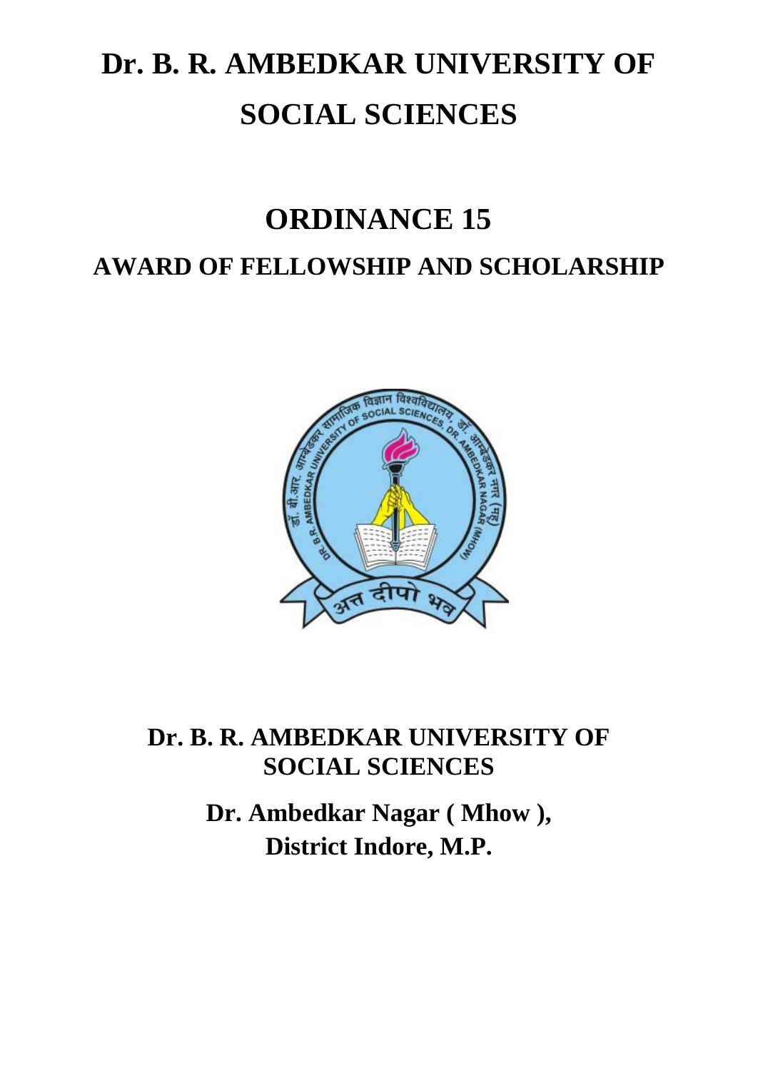# Dr. B. R. AMBEDKAR UNIVERSITY OF SOCIAL SCIENCES

# ORDINANCE 15

## AWARD OF FELLOWSHIP AND SCHOLARSHIP

**Dr. B. R. AMBEDKAR UNIVERSITY OF SOCIAL SCIENCES**

**Dr. Ambedkar Nagar ( Mhow ),**
**District Indore, M.P.**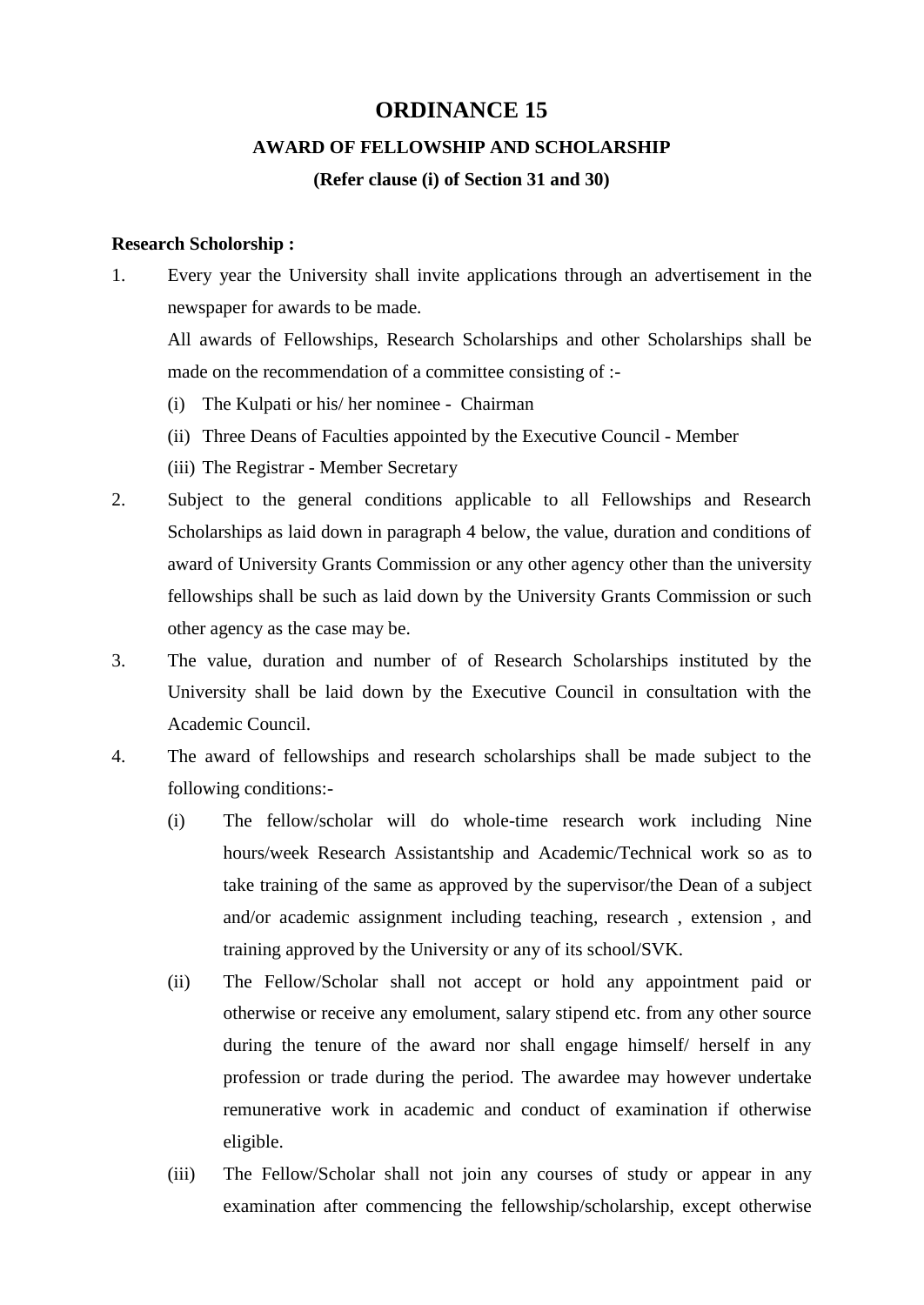# ORDINANCE 15

## AWARD OF FELLOWSHIP AND SCHOLARSHIP

### (Refer clause (i) of Section 31 and 30)

**Research Scholorship :**

1. Every year the University shall invite applications through an advertisement in the newspaper for awards to be made.

   All awards of Fellowships, Research Scholarships and other Scholarships shall be made on the recommendation of a committee consisting of :-

   (i) The Kulpati or his/ her nominee - Chairman

   (ii) Three Deans of Faculties appointed by the Executive Council - Member

   (iii) The Registrar - Member Secretary

2. Subject to the general conditions applicable to all Fellowships and Research Scholarships as laid down in paragraph 4 below, the value, duration and conditions of award of University Grants Commission or any other agency other than the university fellowships shall be such as laid down by the University Grants Commission or such other agency as the case may be.

3. The value, duration and number of of Research Scholarships instituted by the University shall be laid down by the Executive Council in consultation with the Academic Council.

4. The award of fellowships and research scholarships shall be made subject to the following conditions:-

   (i) The fellow/scholar will do whole-time research work including Nine hours/week Research Assistantship and Academic/Technical work so as to take training of the same as approved by the supervisor/the Dean of a subject and/or academic assignment including teaching, research , extension , and training approved by the University or any of its school/SVK.

   (ii) The Fellow/Scholar shall not accept or hold any appointment paid or otherwise or receive any emolument, salary stipend etc. from any other source during the tenure of the award nor shall engage himself/ herself in any profession or trade during the period. The awardee may however undertake remunerative work in academic and conduct of examination if otherwise eligible.

   (iii) The Fellow/Scholar shall not join any courses of study or appear in any examination after commencing the fellowship/scholarship, except otherwise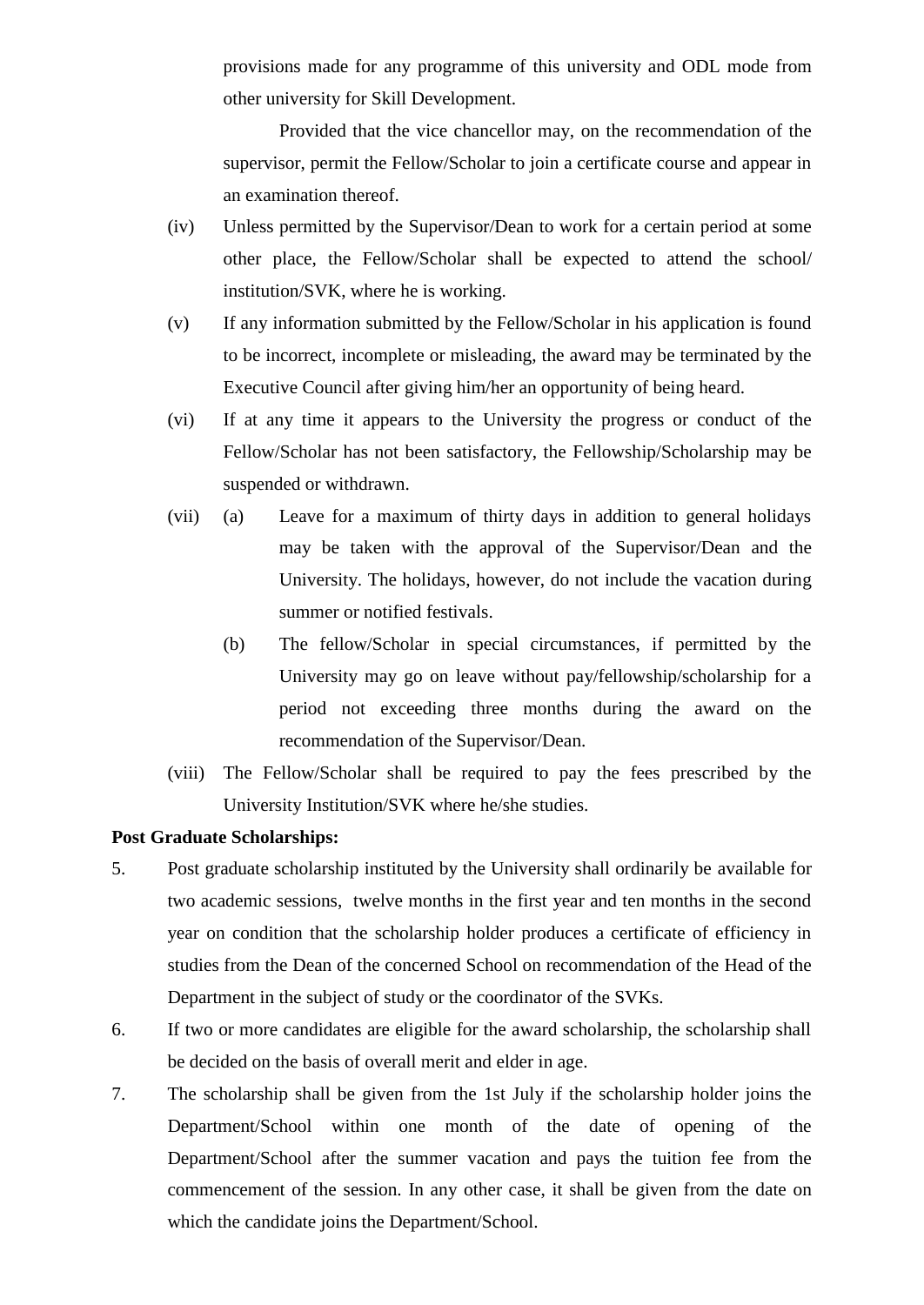provisions made for any programme of this university and ODL mode from other university for Skill Development.

Provided that the vice chancellor may, on the recommendation of the supervisor, permit the Fellow/Scholar to join a certificate course and appear in an examination thereof.

(iv) Unless permitted by the Supervisor/Dean to work for a certain period at some other place, the Fellow/Scholar shall be expected to attend the school/ institution/SVK, where he is working.

(v) If any information submitted by the Fellow/Scholar in his application is found to be incorrect, incomplete or misleading, the award may be terminated by the Executive Council after giving him/her an opportunity of being heard.

(vi) If at any time it appears to the University the progress or conduct of the Fellow/Scholar has not been satisfactory, the Fellowship/Scholarship may be suspended or withdrawn.

(vii) (a) Leave for a maximum of thirty days in addition to general holidays may be taken with the approval of the Supervisor/Dean and the University. The holidays, however, do not include the vacation during summer or notified festivals.

(b) The fellow/Scholar in special circumstances, if permitted by the University may go on leave without pay/fellowship/scholarship for a period not exceeding three months during the award on the recommendation of the Supervisor/Dean.

(viii) The Fellow/Scholar shall be required to pay the fees prescribed by the University Institution/SVK where he/she studies.

**Post Graduate Scholarships:**

5. Post graduate scholarship instituted by the University shall ordinarily be available for two academic sessions, twelve months in the first year and ten months in the second year on condition that the scholarship holder produces a certificate of efficiency in studies from the Dean of the concerned School on recommendation of the Head of the Department in the subject of study or the coordinator of the SVKs.

6. If two or more candidates are eligible for the award scholarship, the scholarship shall be decided on the basis of overall merit and elder in age.

7. The scholarship shall be given from the 1st July if the scholarship holder joins the Department/School within one month of the date of opening of the Department/School after the summer vacation and pays the tuition fee from the commencement of the session. In any other case, it shall be given from the date on which the candidate joins the Department/School.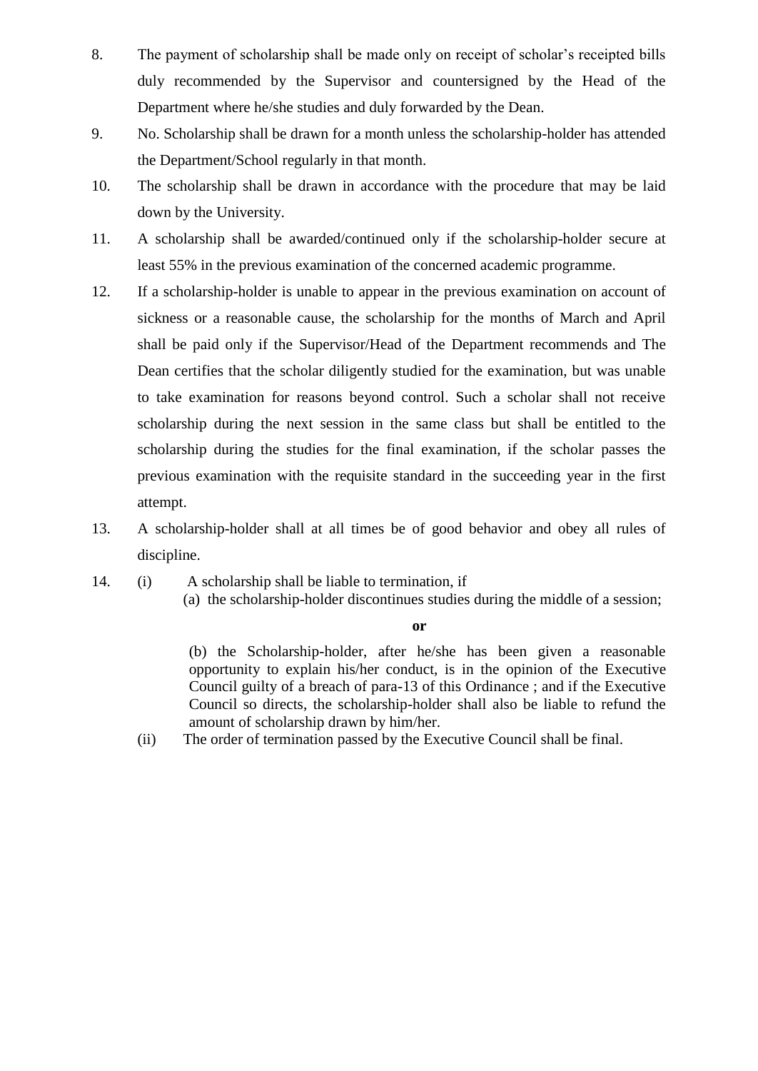8. The payment of scholarship shall be made only on receipt of scholar's receipted bills duly recommended by the Supervisor and countersigned by the Head of the Department where he/she studies and duly forwarded by the Dean.

9. No. Scholarship shall be drawn for a month unless the scholarship-holder has attended the Department/School regularly in that month.

10. The scholarship shall be drawn in accordance with the procedure that may be laid down by the University.

11. A scholarship shall be awarded/continued only if the scholarship-holder secure at least 55% in the previous examination of the concerned academic programme.

12. If a scholarship-holder is unable to appear in the previous examination on account of sickness or a reasonable cause, the scholarship for the months of March and April shall be paid only if the Supervisor/Head of the Department recommends and The Dean certifies that the scholar diligently studied for the examination, but was unable to take examination for reasons beyond control. Such a scholar shall not receive scholarship during the next session in the same class but shall be entitled to the scholarship during the studies for the final examination, if the scholar passes the previous examination with the requisite standard in the succeeding year in the first attempt.

13. A scholarship-holder shall at all times be of good behavior and obey all rules of discipline.

14. (i) A scholarship shall be liable to termination, if

    (a) the scholarship-holder discontinues studies during the middle of a session;

    **or**

    (b) the Scholarship-holder, after he/she has been given a reasonable opportunity to explain his/her conduct, is in the opinion of the Executive Council guilty of a breach of para-13 of this Ordinance ; and if the Executive Council so directs, the scholarship-holder shall also be liable to refund the amount of scholarship drawn by him/her.

    (ii) The order of termination passed by the Executive Council shall be final.